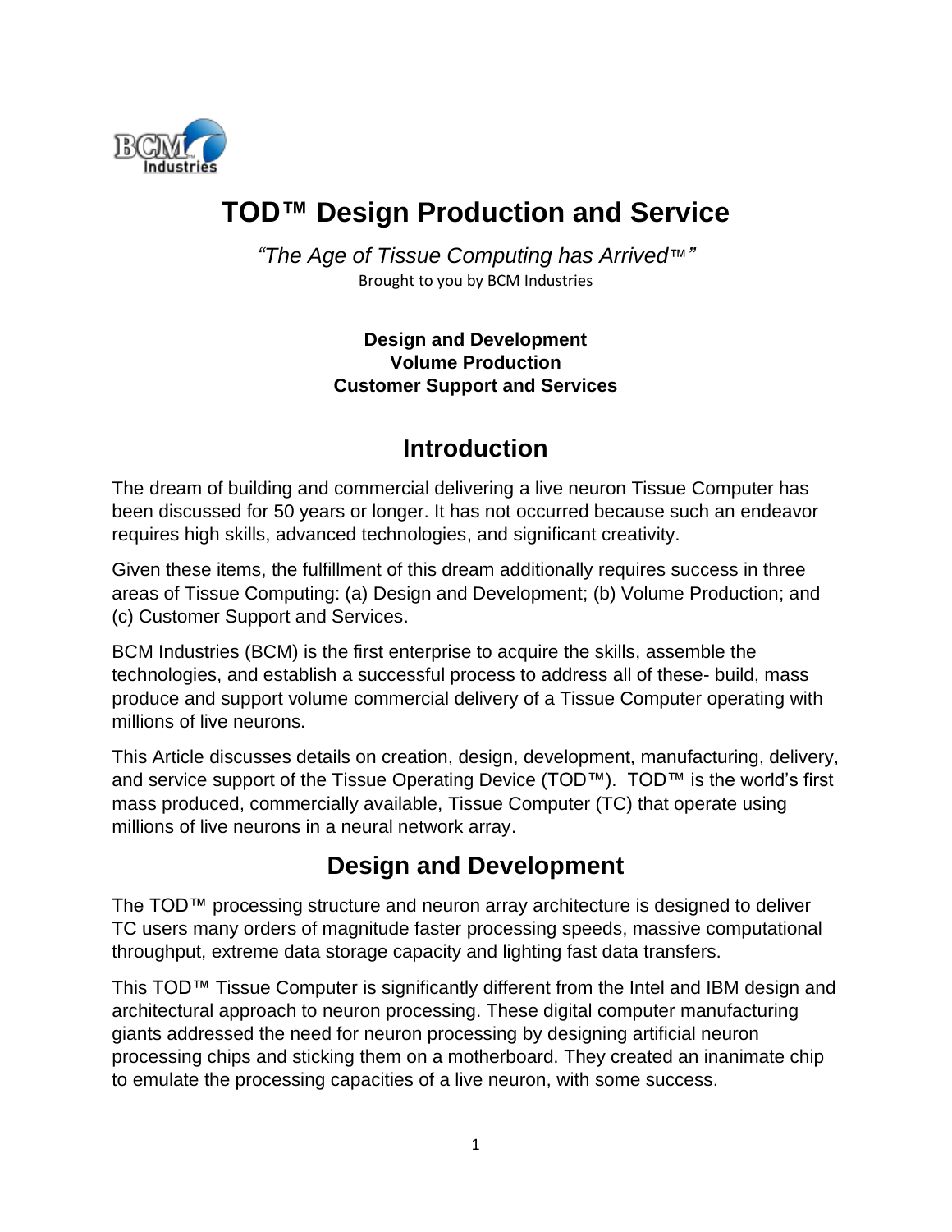# TOD™ Design Production and Service

*"The Age of Tissue Computing has Arrived™"*

Brought to you by BCM Industries

**Design and Development**
**Volume Production**
**Customer Support and Services**

## Introduction

The dream of building and commercial delivering a live neuron Tissue Computer has been discussed for 50 years or longer. It has not occurred because such an endeavor requires high skills, advanced technologies, and significant creativity.

Given these items, the fulfillment of this dream additionally requires success in three areas of Tissue Computing: (a) Design and Development; (b) Volume Production; and (c) Customer Support and Services.

BCM Industries (BCM) is the first enterprise to acquire the skills, assemble the technologies, and establish a successful process to address all of these- build, mass produce and support volume commercial delivery of a Tissue Computer operating with millions of live neurons.

This Article discusses details on creation, design, development, manufacturing, delivery, and service support of the Tissue Operating Device (TOD™). TOD™ is the world's first mass produced, commercially available, Tissue Computer (TC) that operate using millions of live neurons in a neural network array.

## Design and Development

The TOD™ processing structure and neuron array architecture is designed to deliver TC users many orders of magnitude faster processing speeds, massive computational throughput, extreme data storage capacity and lighting fast data transfers.

This TOD™ Tissue Computer is significantly different from the Intel and IBM design and architectural approach to neuron processing. These digital computer manufacturing giants addressed the need for neuron processing by designing artificial neuron processing chips and sticking them on a motherboard. They created an inanimate chip to emulate the processing capacities of a live neuron, with some success.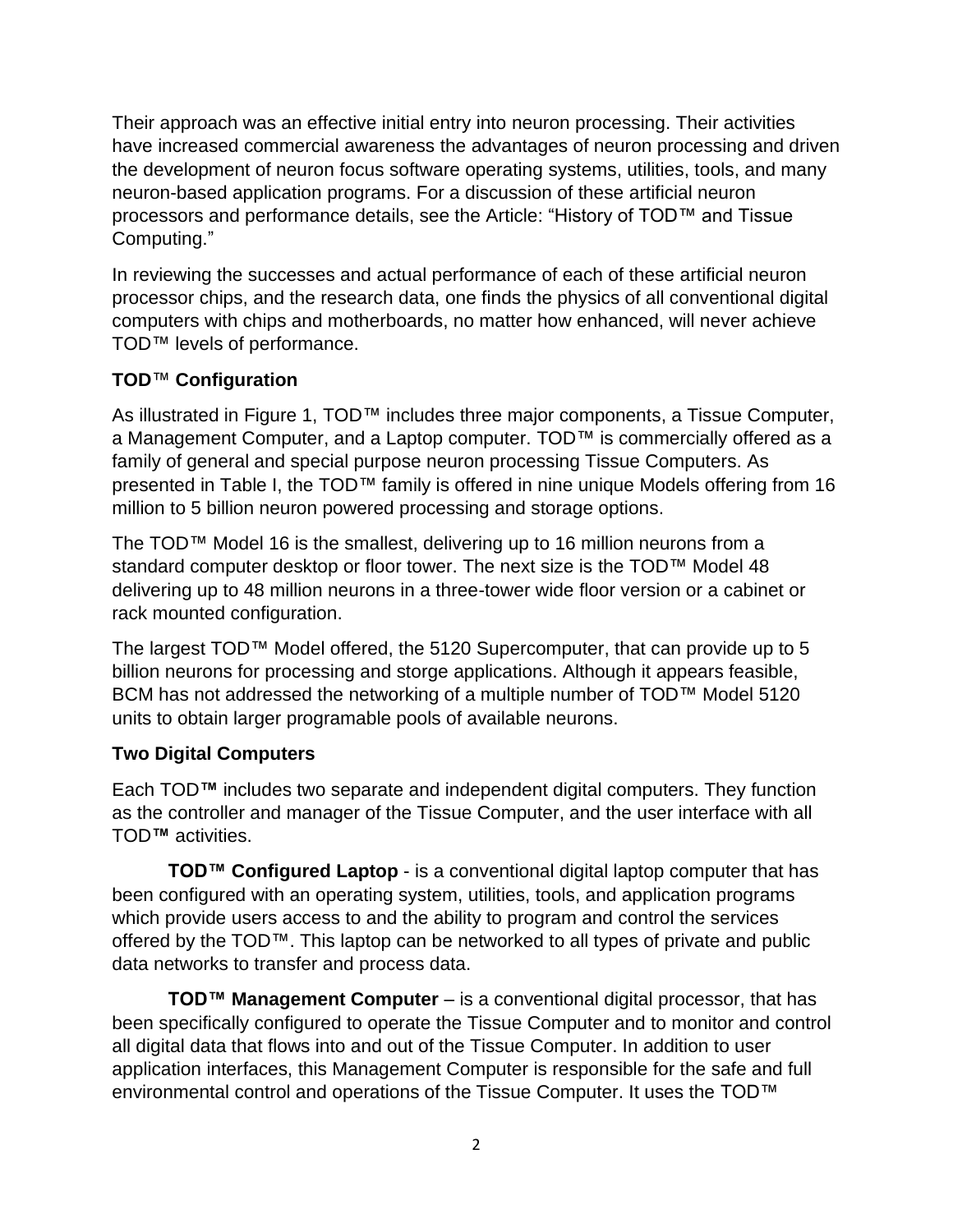Their approach was an effective initial entry into neuron processing. Their activities have increased commercial awareness the advantages of neuron processing and driven the development of neuron focus software operating systems, utilities, tools, and many neuron-based application programs. For a discussion of these artificial neuron processors and performance details, see the Article: "History of TOD™ and Tissue Computing."

In reviewing the successes and actual performance of each of these artificial neuron processor chips, and the research data, one finds the physics of all conventional digital computers with chips and motherboards, no matter how enhanced, will never achieve TOD™ levels of performance.

### TOD™ Configuration

As illustrated in Figure 1, TOD™ includes three major components, a Tissue Computer, a Management Computer, and a Laptop computer. TOD™ is commercially offered as a family of general and special purpose neuron processing Tissue Computers. As presented in Table I, the TOD™ family is offered in nine unique Models offering from 16 million to 5 billion neuron powered processing and storage options.

The TOD™ Model 16 is the smallest, delivering up to 16 million neurons from a standard computer desktop or floor tower. The next size is the TOD™ Model 48 delivering up to 48 million neurons in a three-tower wide floor version or a cabinet or rack mounted configuration.

The largest TOD™ Model offered, the 5120 Supercomputer, that can provide up to 5 billion neurons for processing and storge applications. Although it appears feasible, BCM has not addressed the networking of a multiple number of TOD™ Model 5120 units to obtain larger programable pools of available neurons.

### Two Digital Computers

Each TOD™ includes two separate and independent digital computers. They function as the controller and manager of the Tissue Computer, and the user interface with all TOD™ activities.

**TOD™ Configured Laptop** - is a conventional digital laptop computer that has been configured with an operating system, utilities, tools, and application programs which provide users access to and the ability to program and control the services offered by the TOD™. This laptop can be networked to all types of private and public data networks to transfer and process data.

**TOD™ Management Computer** – is a conventional digital processor, that has been specifically configured to operate the Tissue Computer and to monitor and control all digital data that flows into and out of the Tissue Computer. In addition to user application interfaces, this Management Computer is responsible for the safe and full environmental control and operations of the Tissue Computer. It uses the TOD™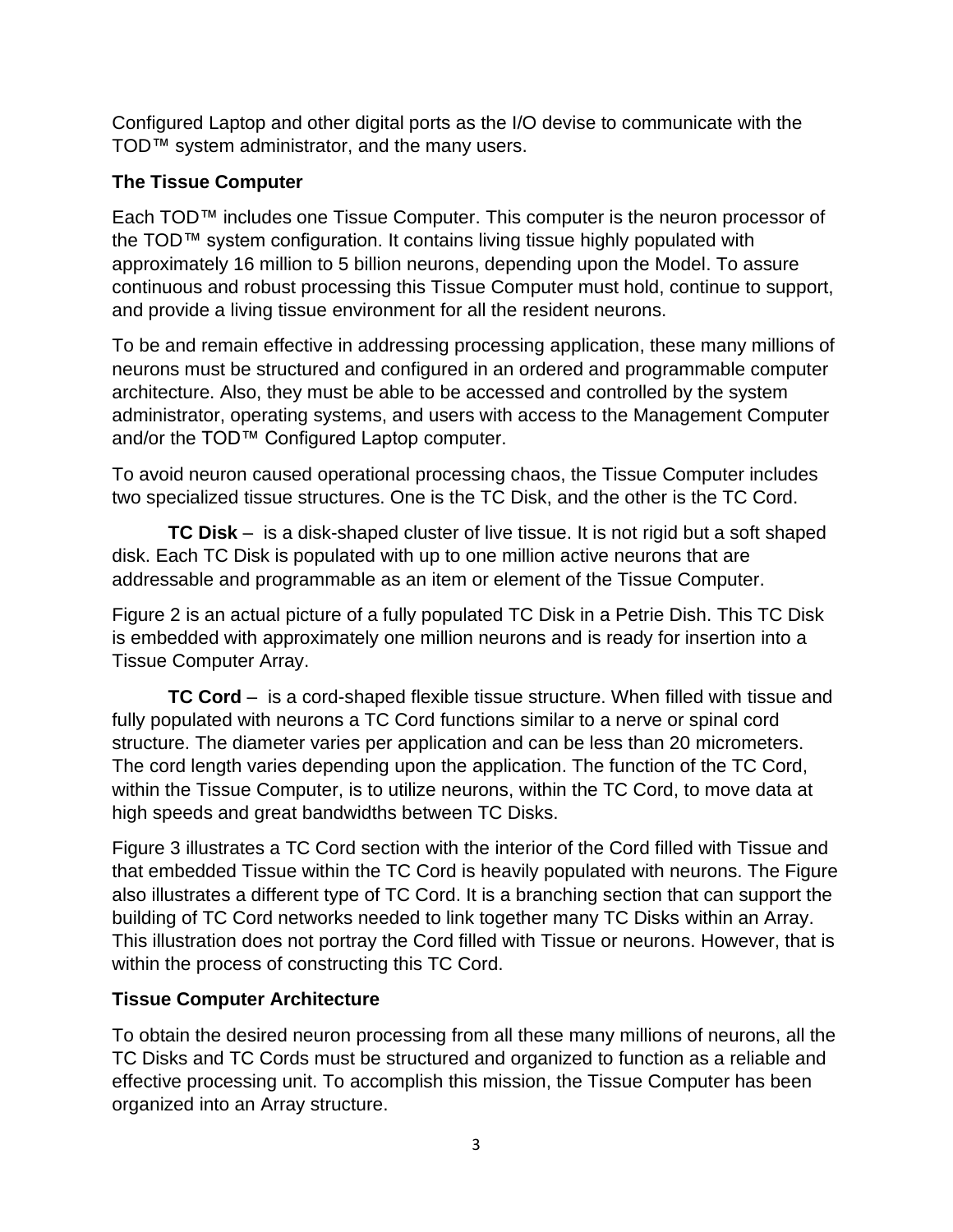Configured Laptop and other digital ports as the I/O devise to communicate with the TOD™ system administrator, and the many users.

**The Tissue Computer**

Each TOD™ includes one Tissue Computer. This computer is the neuron processor of the TOD™ system configuration. It contains living tissue highly populated with approximately 16 million to 5 billion neurons, depending upon the Model. To assure continuous and robust processing this Tissue Computer must hold, continue to support, and provide a living tissue environment for all the resident neurons.

To be and remain effective in addressing processing application, these many millions of neurons must be structured and configured in an ordered and programmable computer architecture. Also, they must be able to be accessed and controlled by the system administrator, operating systems, and users with access to the Management Computer and/or the TOD™ Configured Laptop computer.

To avoid neuron caused operational processing chaos, the Tissue Computer includes two specialized tissue structures. One is the TC Disk, and the other is the TC Cord.

**TC Disk** – is a disk-shaped cluster of live tissue. It is not rigid but a soft shaped disk. Each TC Disk is populated with up to one million active neurons that are addressable and programmable as an item or element of the Tissue Computer.

Figure 2 is an actual picture of a fully populated TC Disk in a Petrie Dish. This TC Disk is embedded with approximately one million neurons and is ready for insertion into a Tissue Computer Array.

**TC Cord** – is a cord-shaped flexible tissue structure. When filled with tissue and fully populated with neurons a TC Cord functions similar to a nerve or spinal cord structure. The diameter varies per application and can be less than 20 micrometers. The cord length varies depending upon the application. The function of the TC Cord, within the Tissue Computer, is to utilize neurons, within the TC Cord, to move data at high speeds and great bandwidths between TC Disks.

Figure 3 illustrates a TC Cord section with the interior of the Cord filled with Tissue and that embedded Tissue within the TC Cord is heavily populated with neurons. The Figure also illustrates a different type of TC Cord. It is a branching section that can support the building of TC Cord networks needed to link together many TC Disks within an Array. This illustration does not portray the Cord filled with Tissue or neurons. However, that is within the process of constructing this TC Cord.

**Tissue Computer Architecture**

To obtain the desired neuron processing from all these many millions of neurons, all the TC Disks and TC Cords must be structured and organized to function as a reliable and effective processing unit. To accomplish this mission, the Tissue Computer has been organized into an Array structure.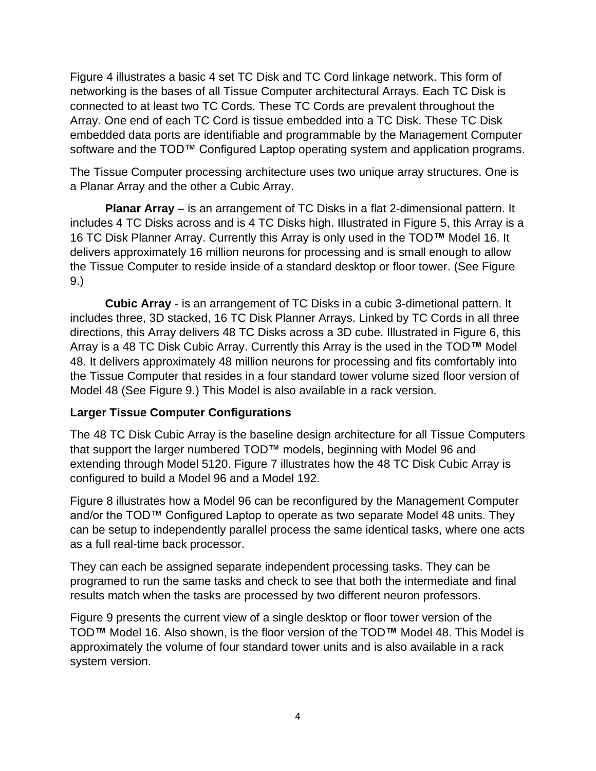Figure 4 illustrates a basic 4 set TC Disk and TC Cord linkage network. This form of networking is the bases of all Tissue Computer architectural Arrays. Each TC Disk is connected to at least two TC Cords. These TC Cords are prevalent throughout the Array. One end of each TC Cord is tissue embedded into a TC Disk. These TC Disk embedded data ports are identifiable and programmable by the Management Computer software and the TOD™ Configured Laptop operating system and application programs.

The Tissue Computer processing architecture uses two unique array structures. One is a Planar Array and the other a Cubic Array.

**Planar Array** – is an arrangement of TC Disks in a flat 2-dimensional pattern. It includes 4 TC Disks across and is 4 TC Disks high. Illustrated in Figure 5, this Array is a 16 TC Disk Planner Array. Currently this Array is only used in the TOD**™** Model 16. It delivers approximately 16 million neurons for processing and is small enough to allow the Tissue Computer to reside inside of a standard desktop or floor tower. (See Figure 9.)

**Cubic Array** - is an arrangement of TC Disks in a cubic 3-dimetional pattern. It includes three, 3D stacked, 16 TC Disk Planner Arrays. Linked by TC Cords in all three directions, this Array delivers 48 TC Disks across a 3D cube. Illustrated in Figure 6, this Array is a 48 TC Disk Cubic Array. Currently this Array is the used in the TOD**™** Model 48. It delivers approximately 48 million neurons for processing and fits comfortably into the Tissue Computer that resides in a four standard tower volume sized floor version of Model 48 (See Figure 9.) This Model is also available in a rack version.

**Larger Tissue Computer Configurations**

The 48 TC Disk Cubic Array is the baseline design architecture for all Tissue Computers that support the larger numbered TOD™ models, beginning with Model 96 and extending through Model 5120. Figure 7 illustrates how the 48 TC Disk Cubic Array is configured to build a Model 96 and a Model 192.

Figure 8 illustrates how a Model 96 can be reconfigured by the Management Computer and/or the TOD™ Configured Laptop to operate as two separate Model 48 units. They can be setup to independently parallel process the same identical tasks, where one acts as a full real-time back processor.

They can each be assigned separate independent processing tasks. They can be programed to run the same tasks and check to see that both the intermediate and final results match when the tasks are processed by two different neuron professors.

Figure 9 presents the current view of a single desktop or floor tower version of the TOD**™** Model 16. Also shown, is the floor version of the TOD**™** Model 48. This Model is approximately the volume of four standard tower units and is also available in a rack system version.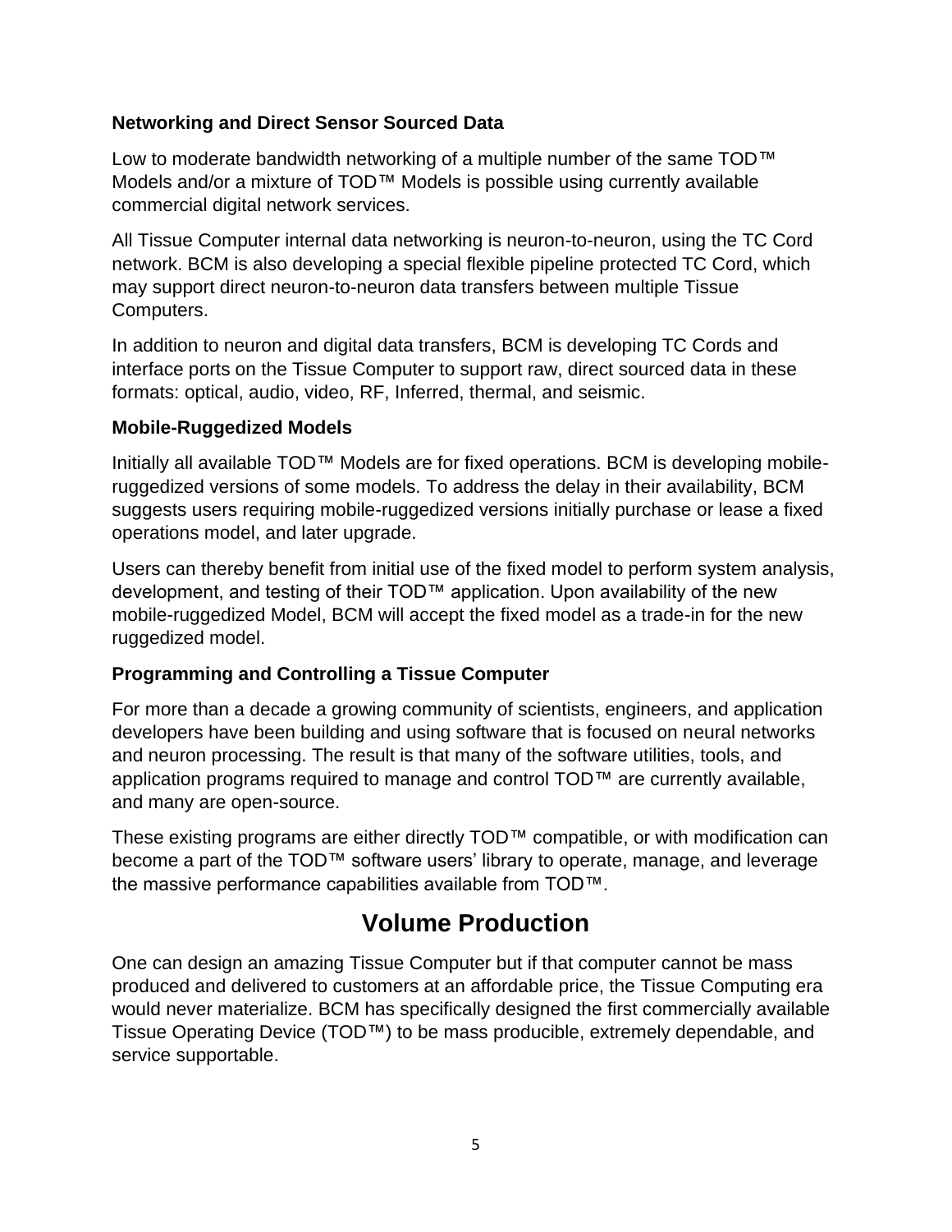### Networking and Direct Sensor Sourced Data

Low to moderate bandwidth networking of a multiple number of the same TOD™ Models and/or a mixture of TOD™ Models is possible using currently available commercial digital network services.

All Tissue Computer internal data networking is neuron-to-neuron, using the TC Cord network. BCM is also developing a special flexible pipeline protected TC Cord, which may support direct neuron-to-neuron data transfers between multiple Tissue Computers.

In addition to neuron and digital data transfers, BCM is developing TC Cords and interface ports on the Tissue Computer to support raw, direct sourced data in these formats: optical, audio, video, RF, Inferred, thermal, and seismic.

### Mobile-Ruggedized Models

Initially all available TOD™ Models are for fixed operations. BCM is developing mobile-ruggedized versions of some models. To address the delay in their availability, BCM suggests users requiring mobile-ruggedized versions initially purchase or lease a fixed operations model, and later upgrade.

Users can thereby benefit from initial use of the fixed model to perform system analysis, development, and testing of their TOD™ application. Upon availability of the new mobile-ruggedized Model, BCM will accept the fixed model as a trade-in for the new ruggedized model.

### Programming and Controlling a Tissue Computer

For more than a decade a growing community of scientists, engineers, and application developers have been building and using software that is focused on neural networks and neuron processing. The result is that many of the software utilities, tools, and application programs required to manage and control TOD™ are currently available, and many are open-source.

These existing programs are either directly TOD™ compatible, or with modification can become a part of the TOD™ software users' library to operate, manage, and leverage the massive performance capabilities available from TOD™.

## Volume Production

One can design an amazing Tissue Computer but if that computer cannot be mass produced and delivered to customers at an affordable price, the Tissue Computing era would never materialize. BCM has specifically designed the first commercially available Tissue Operating Device (TOD™) to be mass producible, extremely dependable, and service supportable.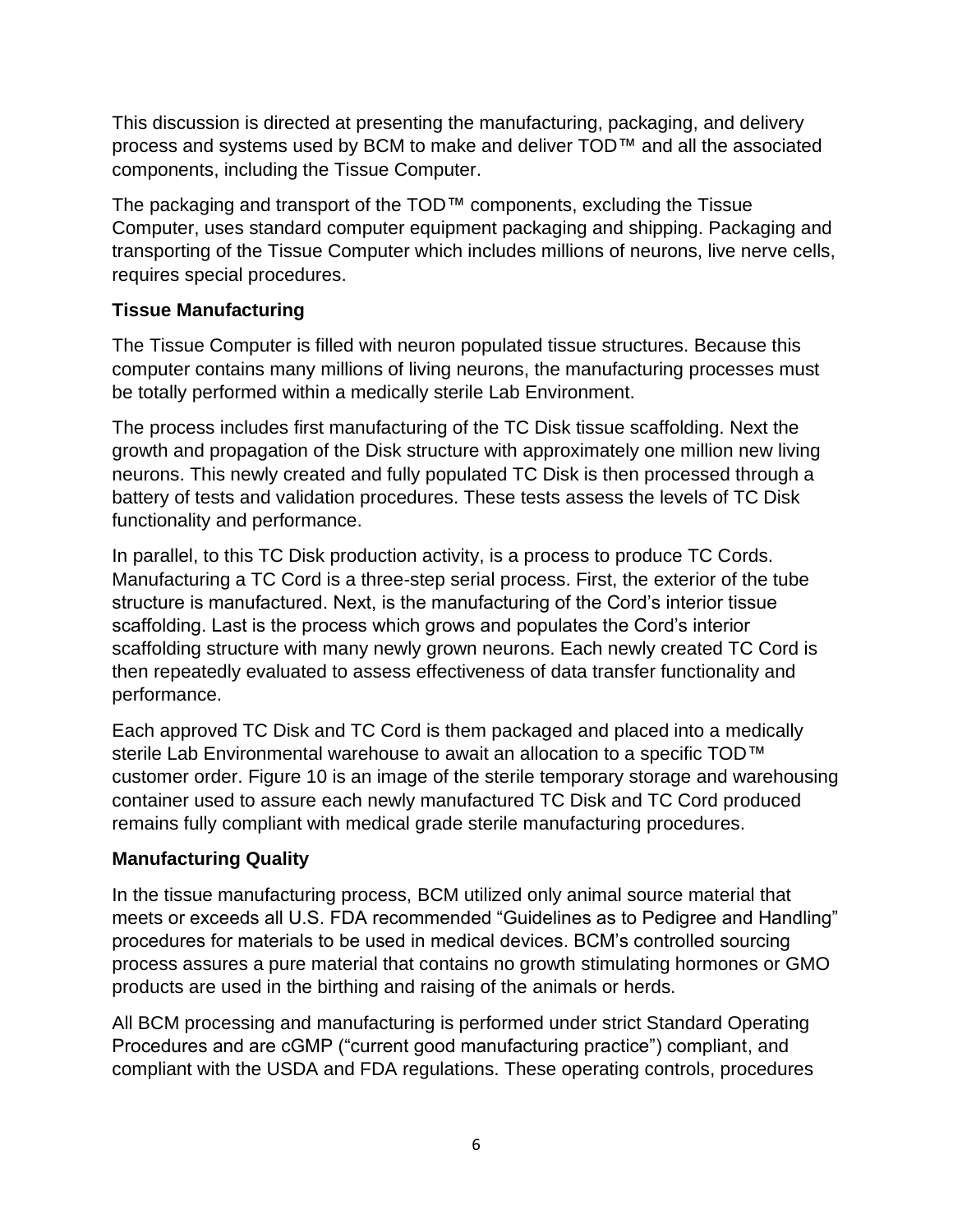This discussion is directed at presenting the manufacturing, packaging, and delivery process and systems used by BCM to make and deliver TOD™ and all the associated components, including the Tissue Computer.

The packaging and transport of the TOD™ components, excluding the Tissue Computer, uses standard computer equipment packaging and shipping. Packaging and transporting of the Tissue Computer which includes millions of neurons, live nerve cells, requires special procedures.

**Tissue Manufacturing**

The Tissue Computer is filled with neuron populated tissue structures. Because this computer contains many millions of living neurons, the manufacturing processes must be totally performed within a medically sterile Lab Environment.

The process includes first manufacturing of the TC Disk tissue scaffolding. Next the growth and propagation of the Disk structure with approximately one million new living neurons. This newly created and fully populated TC Disk is then processed through a battery of tests and validation procedures. These tests assess the levels of TC Disk functionality and performance.

In parallel, to this TC Disk production activity, is a process to produce TC Cords. Manufacturing a TC Cord is a three-step serial process. First, the exterior of the tube structure is manufactured. Next, is the manufacturing of the Cord's interior tissue scaffolding. Last is the process which grows and populates the Cord's interior scaffolding structure with many newly grown neurons. Each newly created TC Cord is then repeatedly evaluated to assess effectiveness of data transfer functionality and performance.

Each approved TC Disk and TC Cord is them packaged and placed into a medically sterile Lab Environmental warehouse to await an allocation to a specific TOD™ customer order. Figure 10 is an image of the sterile temporary storage and warehousing container used to assure each newly manufactured TC Disk and TC Cord produced remains fully compliant with medical grade sterile manufacturing procedures.

**Manufacturing Quality**

In the tissue manufacturing process, BCM utilized only animal source material that meets or exceeds all U.S. FDA recommended "Guidelines as to Pedigree and Handling" procedures for materials to be used in medical devices. BCM's controlled sourcing process assures a pure material that contains no growth stimulating hormones or GMO products are used in the birthing and raising of the animals or herds.

All BCM processing and manufacturing is performed under strict Standard Operating Procedures and are cGMP ("current good manufacturing practice") compliant, and compliant with the USDA and FDA regulations. These operating controls, procedures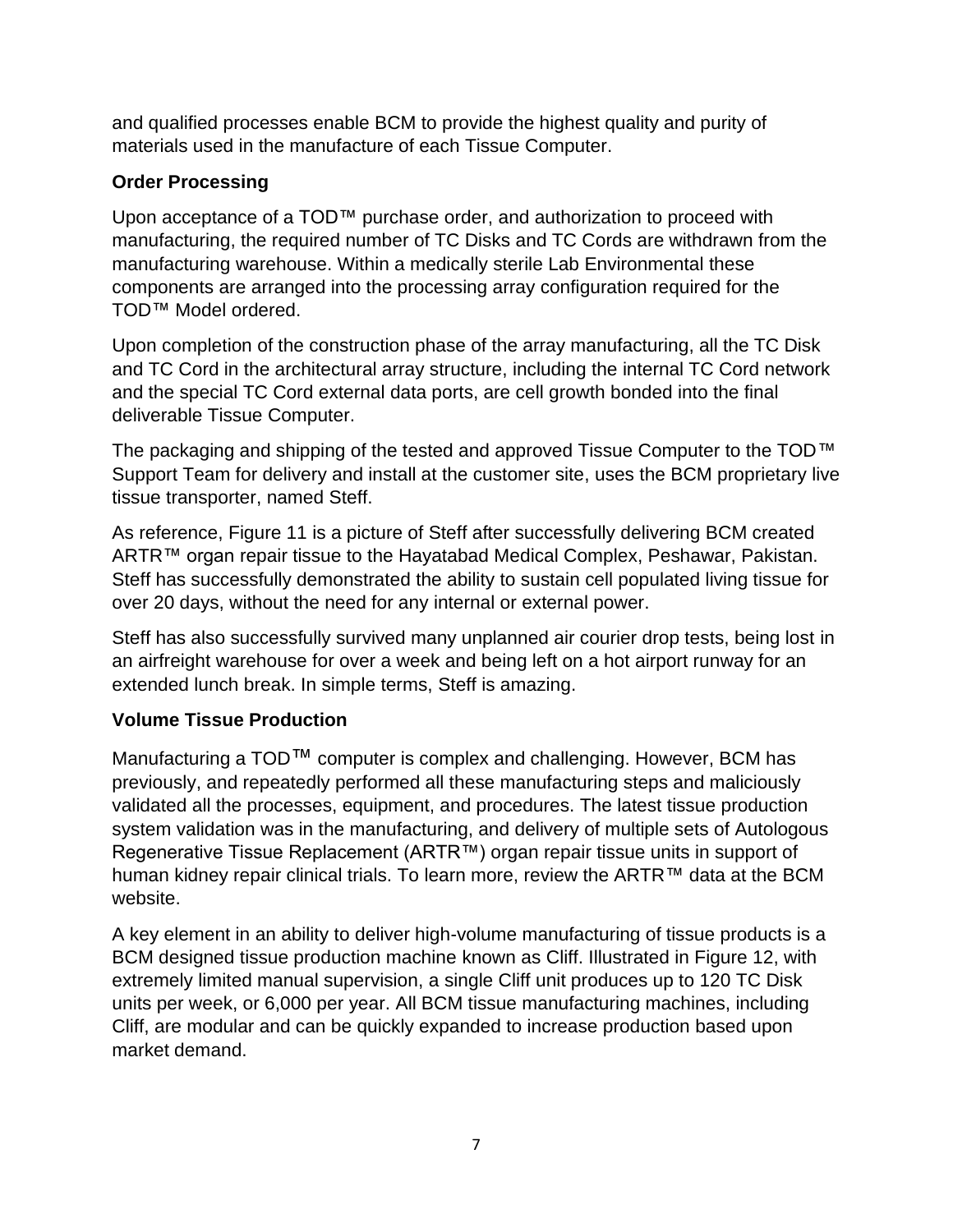and qualified processes enable BCM to provide the highest quality and purity of materials used in the manufacture of each Tissue Computer.

**Order Processing**

Upon acceptance of a TOD™ purchase order, and authorization to proceed with manufacturing, the required number of TC Disks and TC Cords are withdrawn from the manufacturing warehouse. Within a medically sterile Lab Environmental these components are arranged into the processing array configuration required for the TOD™ Model ordered.

Upon completion of the construction phase of the array manufacturing, all the TC Disk and TC Cord in the architectural array structure, including the internal TC Cord network and the special TC Cord external data ports, are cell growth bonded into the final deliverable Tissue Computer.

The packaging and shipping of the tested and approved Tissue Computer to the TOD™ Support Team for delivery and install at the customer site, uses the BCM proprietary live tissue transporter, named Steff.

As reference, Figure 11 is a picture of Steff after successfully delivering BCM created ARTR™ organ repair tissue to the Hayatabad Medical Complex, Peshawar, Pakistan. Steff has successfully demonstrated the ability to sustain cell populated living tissue for over 20 days, without the need for any internal or external power.

Steff has also successfully survived many unplanned air courier drop tests, being lost in an airfreight warehouse for over a week and being left on a hot airport runway for an extended lunch break. In simple terms, Steff is amazing.

**Volume Tissue Production**

Manufacturing a TOD™ computer is complex and challenging. However, BCM has previously, and repeatedly performed all these manufacturing steps and maliciously validated all the processes, equipment, and procedures. The latest tissue production system validation was in the manufacturing, and delivery of multiple sets of Autologous Regenerative Tissue Replacement (ARTR™) organ repair tissue units in support of human kidney repair clinical trials. To learn more, review the ARTR™ data at the BCM website.

A key element in an ability to deliver high-volume manufacturing of tissue products is a BCM designed tissue production machine known as Cliff. Illustrated in Figure 12, with extremely limited manual supervision, a single Cliff unit produces up to 120 TC Disk units per week, or 6,000 per year. All BCM tissue manufacturing machines, including Cliff, are modular and can be quickly expanded to increase production based upon market demand.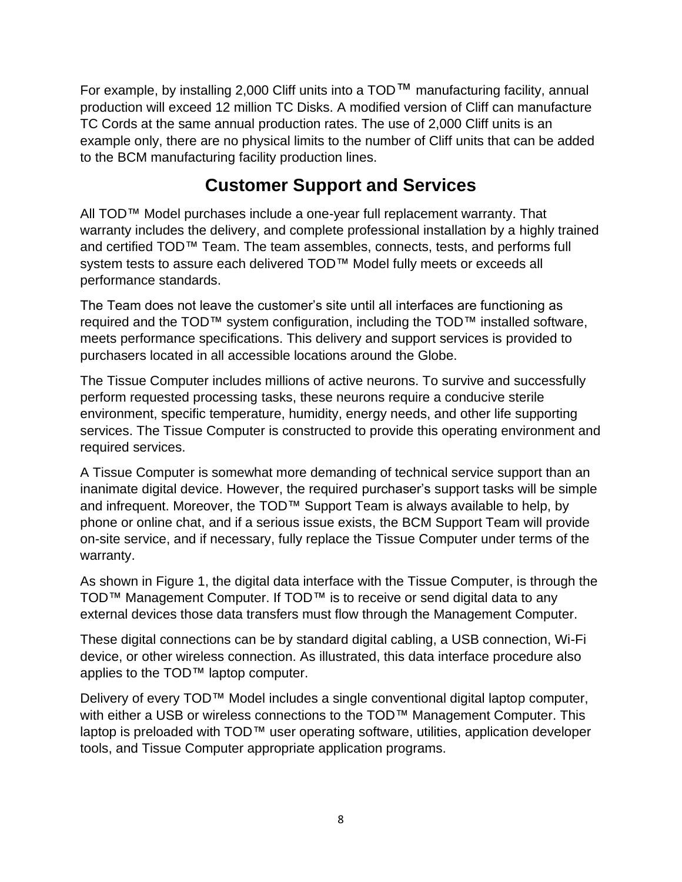For example, by installing 2,000 Cliff units into a TOD™ manufacturing facility, annual production will exceed 12 million TC Disks. A modified version of Cliff can manufacture TC Cords at the same annual production rates. The use of 2,000 Cliff units is an example only, there are no physical limits to the number of Cliff units that can be added to the BCM manufacturing facility production lines.

## Customer Support and Services

All TOD™ Model purchases include a one-year full replacement warranty. That warranty includes the delivery, and complete professional installation by a highly trained and certified TOD™ Team. The team assembles, connects, tests, and performs full system tests to assure each delivered TOD™ Model fully meets or exceeds all performance standards.

The Team does not leave the customer's site until all interfaces are functioning as required and the TOD™ system configuration, including the TOD™ installed software, meets performance specifications. This delivery and support services is provided to purchasers located in all accessible locations around the Globe.

The Tissue Computer includes millions of active neurons. To survive and successfully perform requested processing tasks, these neurons require a conducive sterile environment, specific temperature, humidity, energy needs, and other life supporting services. The Tissue Computer is constructed to provide this operating environment and required services.

A Tissue Computer is somewhat more demanding of technical service support than an inanimate digital device. However, the required purchaser's support tasks will be simple and infrequent. Moreover, the TOD™ Support Team is always available to help, by phone or online chat, and if a serious issue exists, the BCM Support Team will provide on-site service, and if necessary, fully replace the Tissue Computer under terms of the warranty.

As shown in Figure 1, the digital data interface with the Tissue Computer, is through the TOD™ Management Computer. If TOD™ is to receive or send digital data to any external devices those data transfers must flow through the Management Computer.

These digital connections can be by standard digital cabling, a USB connection, Wi-Fi device, or other wireless connection. As illustrated, this data interface procedure also applies to the TOD™ laptop computer.

Delivery of every TOD™ Model includes a single conventional digital laptop computer, with either a USB or wireless connections to the TOD™ Management Computer. This laptop is preloaded with TOD™ user operating software, utilities, application developer tools, and Tissue Computer appropriate application programs.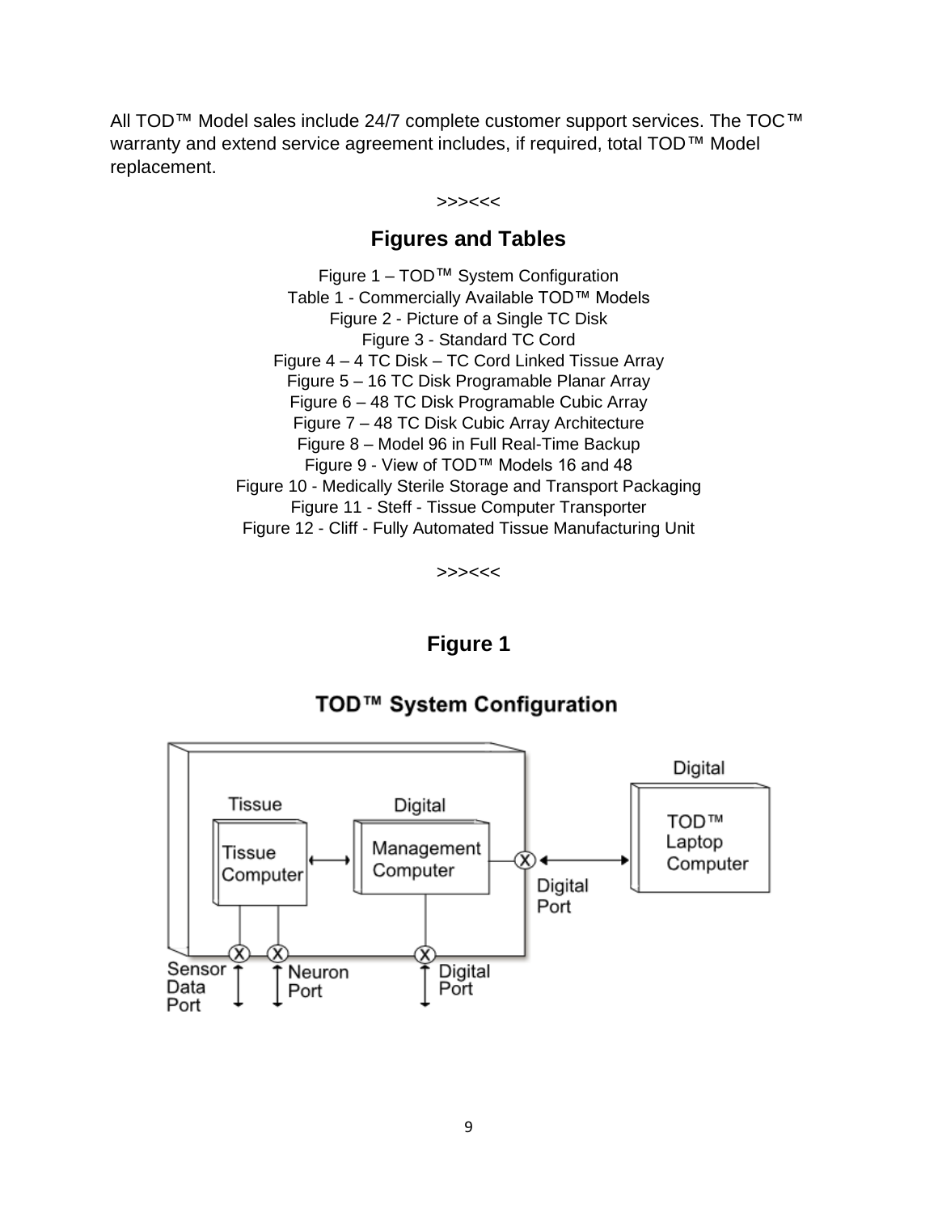All TOD™ Model sales include 24/7 complete customer support services. The TOC™ warranty and extend service agreement includes, if required, total TOD™ Model replacement.

>>><<<

## Figures and Tables

Figure 1 – TOD™ System Configuration
Table 1 - Commercially Available TOD™ Models
Figure 2 - Picture of a Single TC Disk
Figure 3 - Standard TC Cord
Figure 4 – 4 TC Disk – TC Cord Linked Tissue Array
Figure 5 – 16 TC Disk Programable Planar Array
Figure 6 – 48 TC Disk Programable Cubic Array
Figure 7 – 48 TC Disk Cubic Array Architecture
Figure 8 – Model 96 in Full Real-Time Backup
Figure 9 - View of TOD™ Models 16 and 48
Figure 10 - Medically Sterile Storage and Transport Packaging
Figure 11 - Steff - Tissue Computer Transporter
Figure 12 - Cliff - Fully Automated Tissue Manufacturing Unit

>>><<<

## Figure 1

**TOD™ System Configuration**

Tissue
Tissue Computer
Digital
Management Computer
Digital
TOD™ Laptop Computer
Digital Port
Sensor Data Port
Neuron Port
Digital Port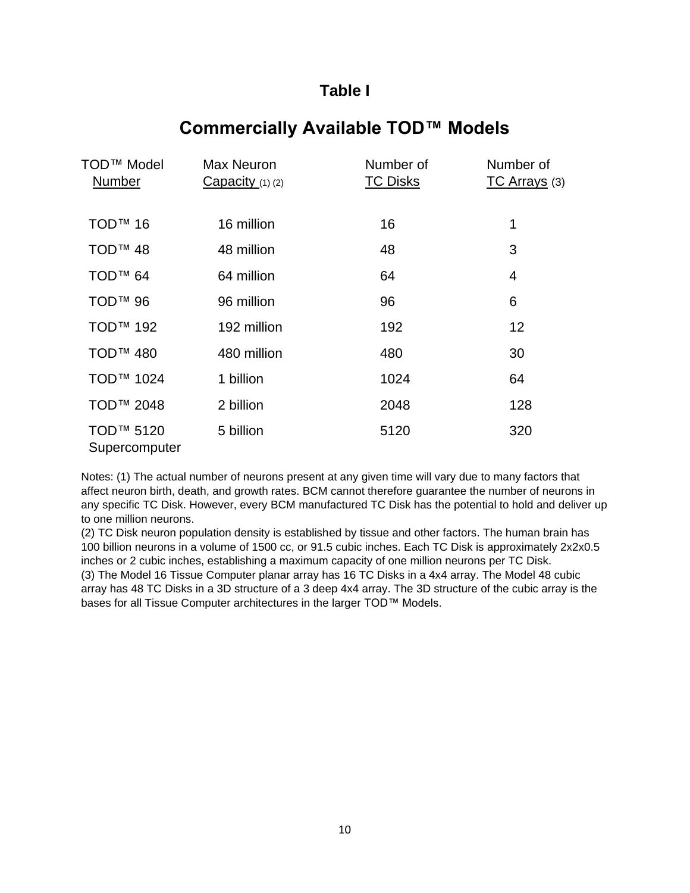**Table I**

## Commercially Available TOD™ Models

| TOD™ Model Number | Max Neuron Capacity (1) (2) | Number of TC Disks | Number of TC Arrays (3) |
|---|---|---|---|
| TOD™ 16 | 16 million | 16 | 1 |
| TOD™ 48 | 48 million | 48 | 3 |
| TOD™ 64 | 64 million | 64 | 4 |
| TOD™ 96 | 96 million | 96 | 6 |
| TOD™ 192 | 192 million | 192 | 12 |
| TOD™ 480 | 480 million | 480 | 30 |
| TOD™ 1024 | 1 billion | 1024 | 64 |
| TOD™ 2048 | 2 billion | 2048 | 128 |
| TOD™ 5120 Supercomputer | 5 billion | 5120 | 320 |

Notes: (1) The actual number of neurons present at any given time will vary due to many factors that affect neuron birth, death, and growth rates. BCM cannot therefore guarantee the number of neurons in any specific TC Disk. However, every BCM manufactured TC Disk has the potential to hold and deliver up to one million neurons.
(2) TC Disk neuron population density is established by tissue and other factors. The human brain has 100 billion neurons in a volume of 1500 cc, or 91.5 cubic inches. Each TC Disk is approximately 2x2x0.5 inches or 2 cubic inches, establishing a maximum capacity of one million neurons per TC Disk.
(3) The Model 16 Tissue Computer planar array has 16 TC Disks in a 4x4 array. The Model 48 cubic array has 48 TC Disks in a 3D structure of a 3 deep 4x4 array. The 3D structure of the cubic array is the bases for all Tissue Computer architectures in the larger TOD™ Models.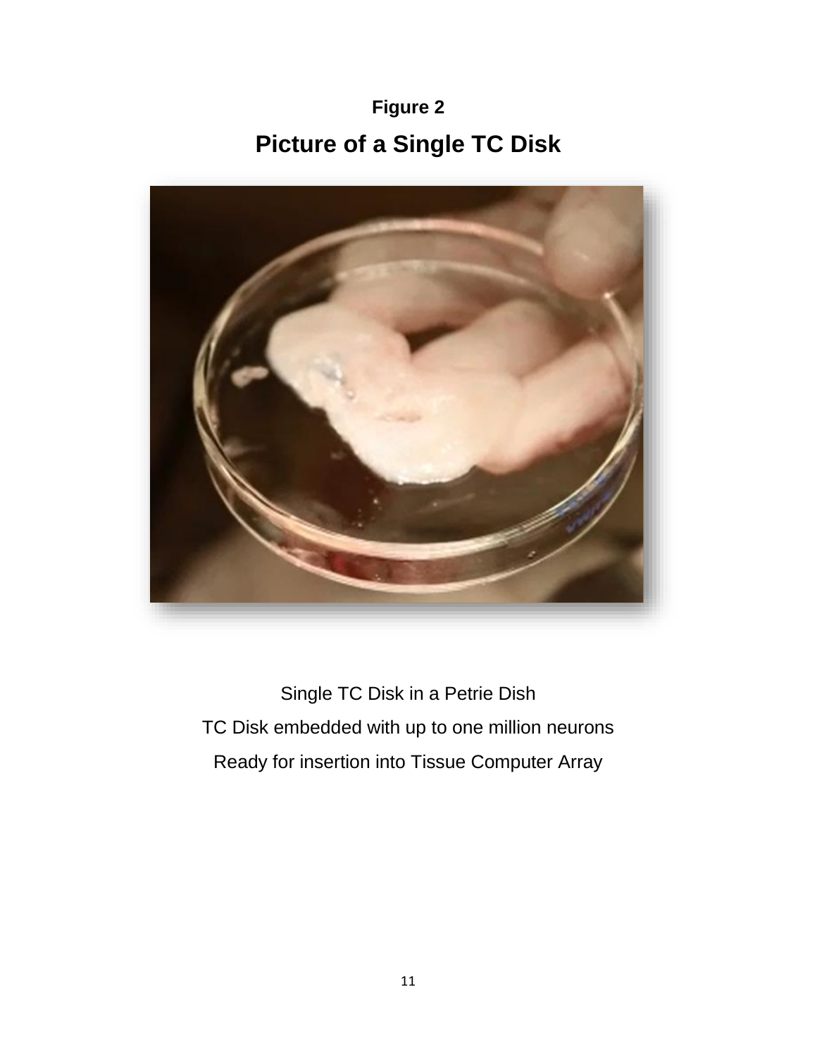**Figure 2**

## Picture of a Single TC Disk

Single TC Disk in a Petrie Dish

TC Disk embedded with up to one million neurons

Ready for insertion into Tissue Computer Array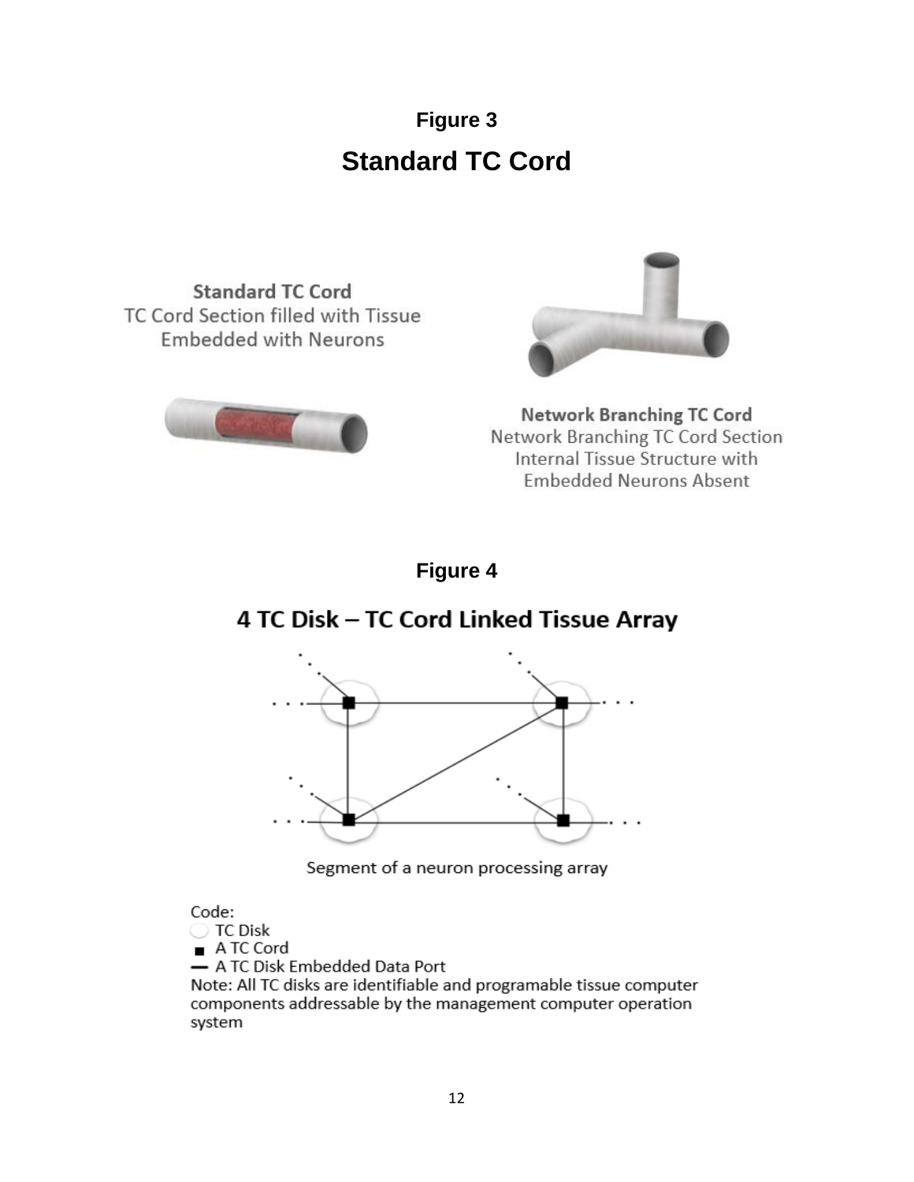**Figure 3**

## Standard TC Cord

**Standard TC Cord**
TC Cord Section filled with Tissue Embedded with Neurons

**Network Branching TC Cord**
Network Branching TC Cord Section Internal Tissue Structure with Embedded Neurons Absent

**Figure 4**

## 4 TC Disk – TC Cord Linked Tissue Array

Segment of a neuron processing array

Code:
- TC Disk
- A TC Cord
- A TC Disk Embedded Data Port

Note: All TC disks are identifiable and programable tissue computer components addressable by the management computer operation system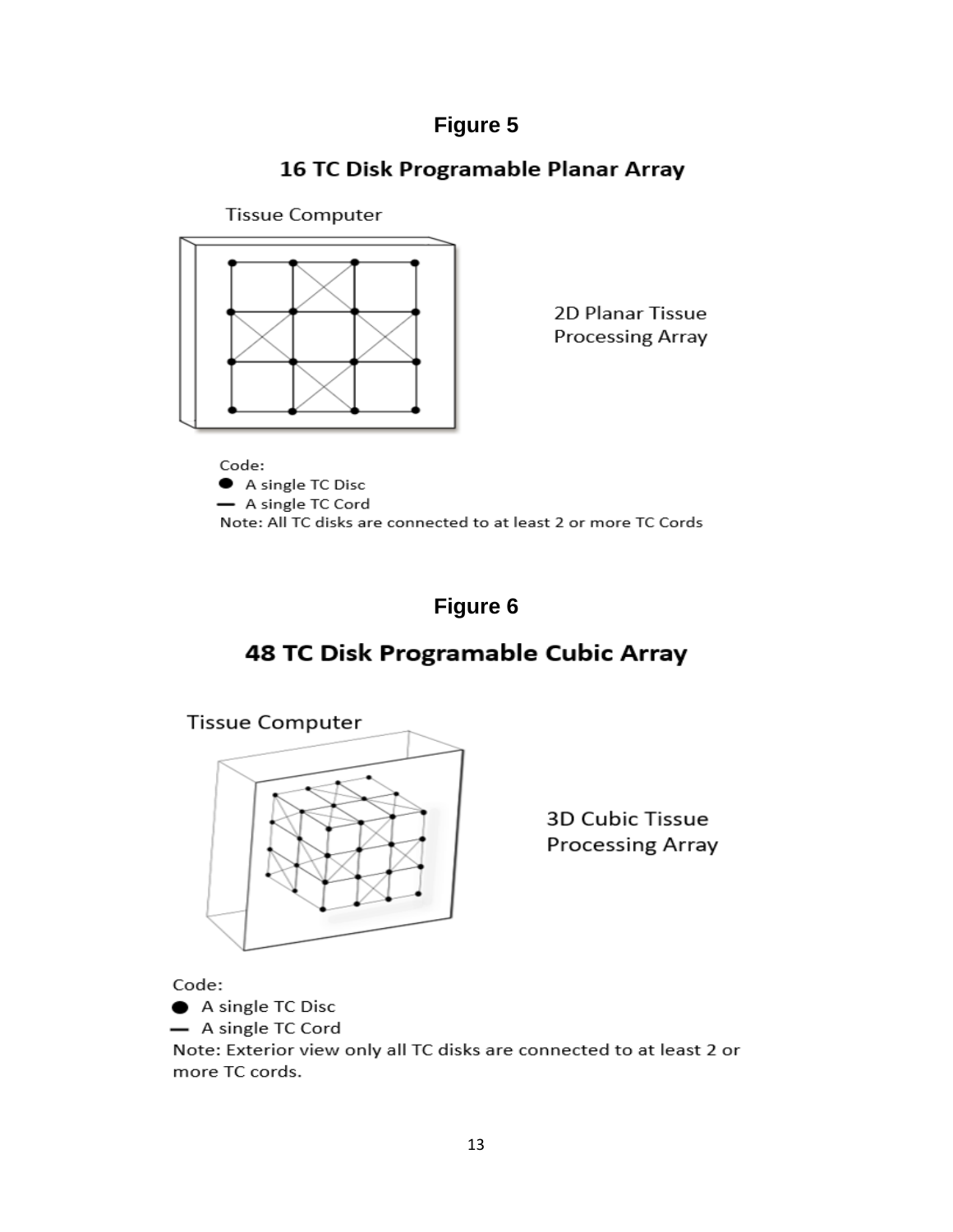## Figure 5

### 16 TC Disk Programable Planar Array

Tissue Computer

2D Planar Tissue Processing Array

Code:

- ● A single TC Disc
- — A single TC Cord

Note: All TC disks are connected to at least 2 or more TC Cords

## Figure 6

### 48 TC Disk Programable Cubic Array

Tissue Computer

3D Cubic Tissue Processing Array

Code:

- ● A single TC Disc
- — A single TC Cord

Note: Exterior view only all TC disks are connected to at least 2 or more TC cords.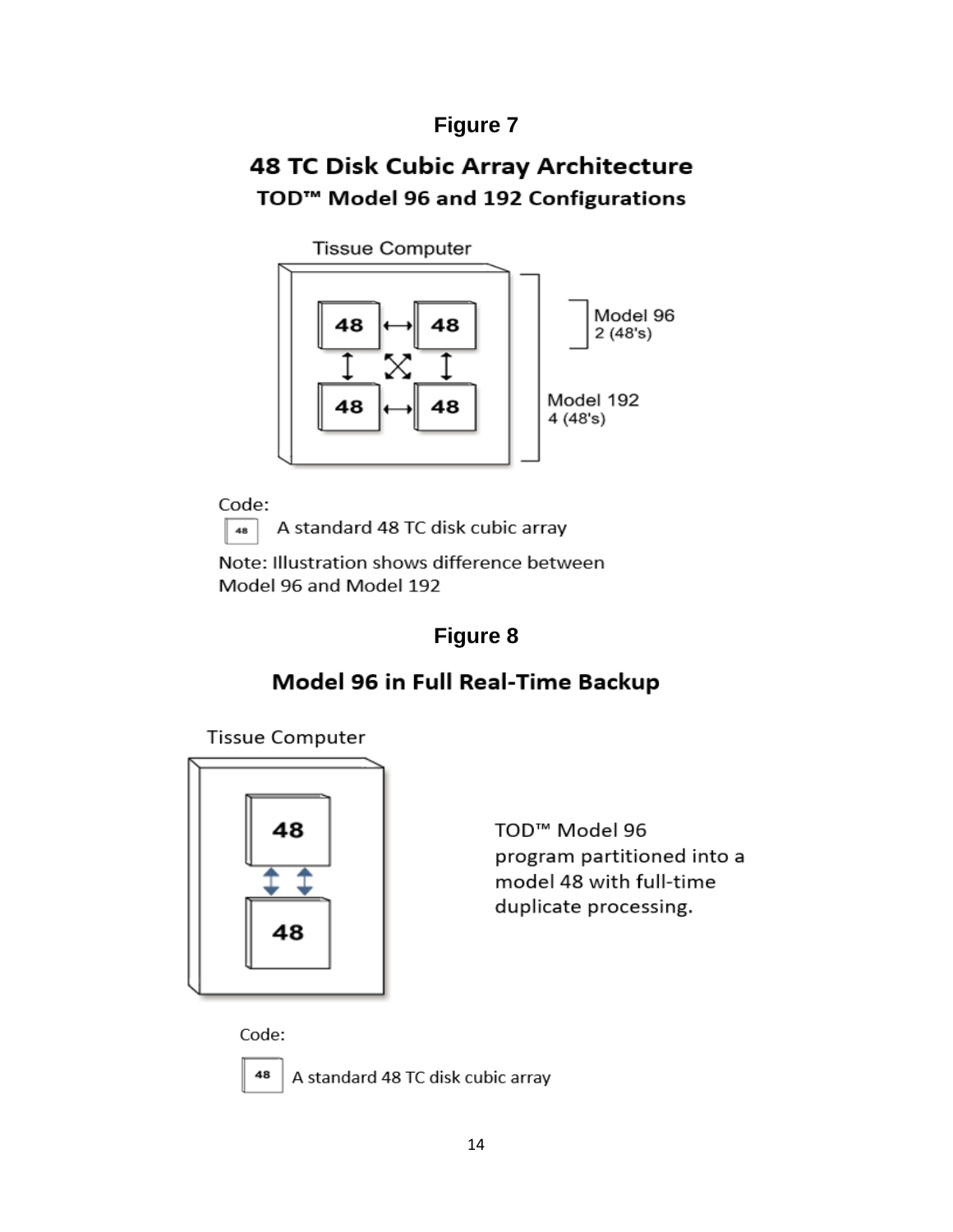**Figure 7**

## 48 TC Disk Cubic Array Architecture

### TOD™ Model 96 and 192 Configurations

Tissue Computer

48 ⟷ 48

48 ⟷ 48

Model 96
2 (48's)

Model 192
4 (48's)

Code:

48 — A standard 48 TC disk cubic array

Note: Illustration shows difference between Model 96 and Model 192

**Figure 8**

## Model 96 in Full Real-Time Backup

Tissue Computer

48

48

TOD™ Model 96 program partitioned into a model 48 with full-time duplicate processing.

Code:

48 — A standard 48 TC disk cubic array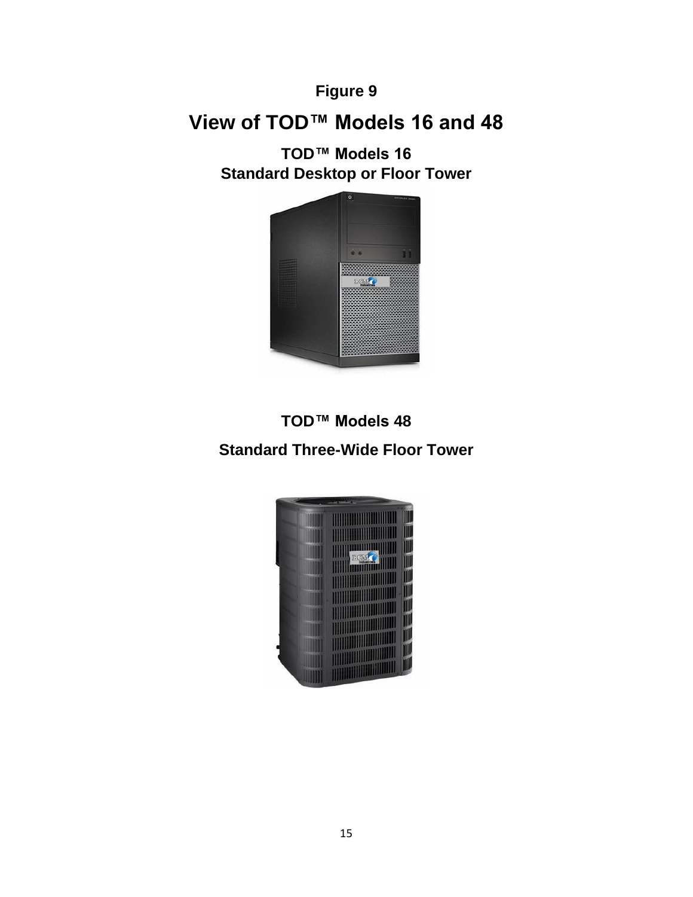**Figure 9**

# View of TOD™ Models 16 and 48

**TOD™ Models 16**
**Standard Desktop or Floor Tower**

**TOD™ Models 48**

**Standard Three-Wide Floor Tower**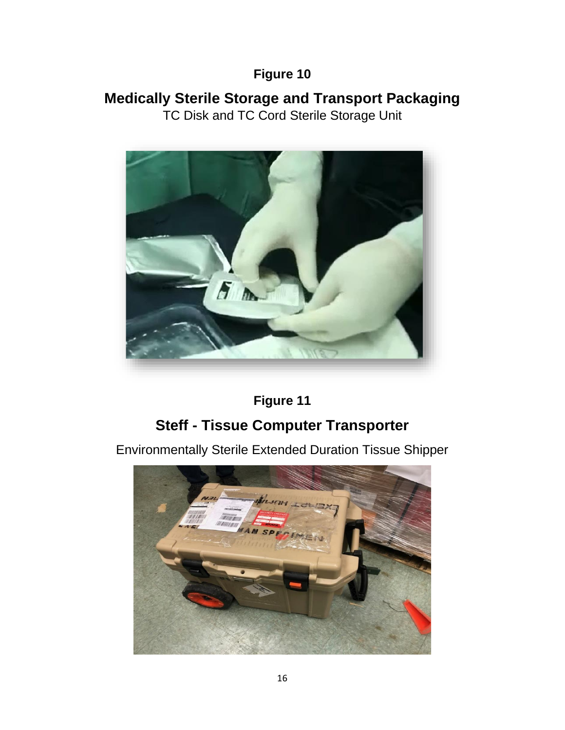**Figure 10**

## Medically Sterile Storage and Transport Packaging

TC Disk and TC Cord Sterile Storage Unit

**Figure 11**

## Steff - Tissue Computer Transporter

Environmentally Sterile Extended Duration Tissue Shipper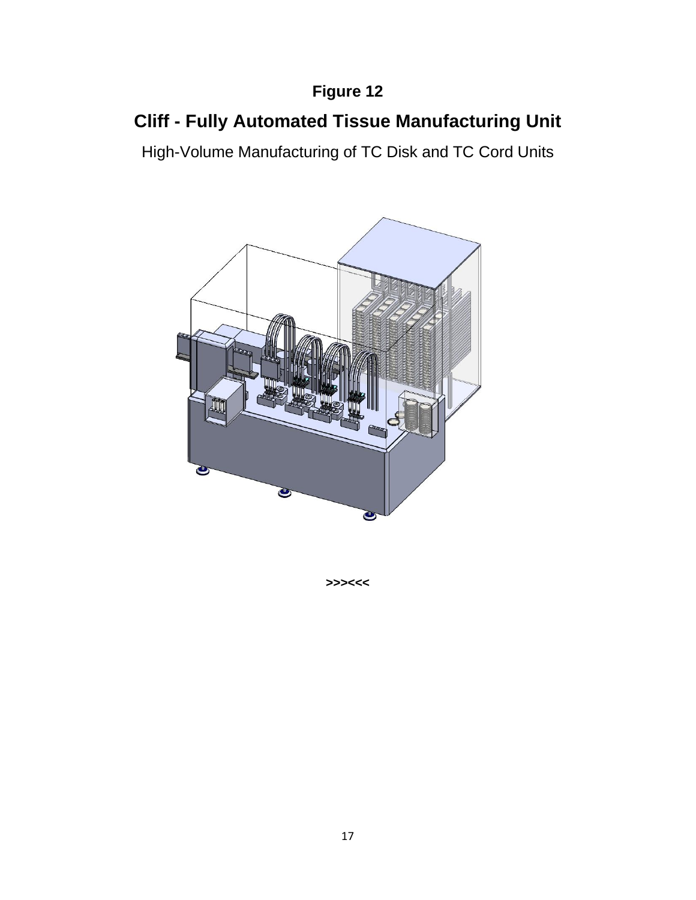**Figure 12**

## Cliff - Fully Automated Tissue Manufacturing Unit

High-Volume Manufacturing of TC Disk and TC Cord Units

**>>><<<**